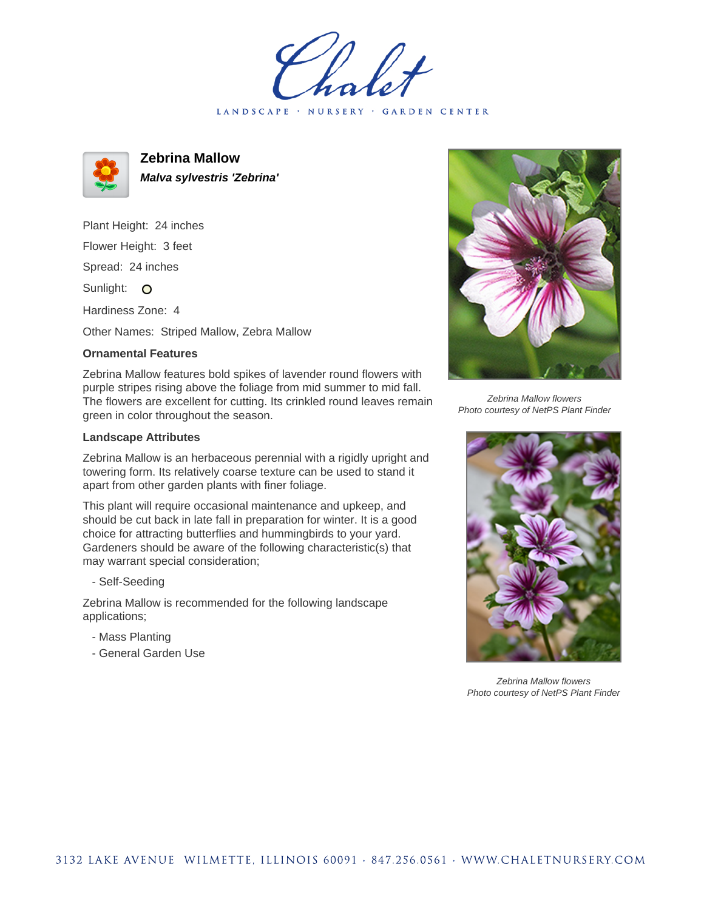# Zebrina Mallow

***Malva sylvestris 'Zebrina'***

Plant Height: 24 inches

Flower Height: 3 feet

Spread: 24 inches

Sunlight: O

Hardiness Zone: 4

Other Names: Striped Mallow, Zebra Mallow

### Ornamental Features

Zebrina Mallow features bold spikes of lavender round flowers with purple stripes rising above the foliage from mid summer to mid fall. The flowers are excellent for cutting. Its crinkled round leaves remain green in color throughout the season.

### Landscape Attributes

Zebrina Mallow is an herbaceous perennial with a rigidly upright and towering form. Its relatively coarse texture can be used to stand it apart from other garden plants with finer foliage.

This plant will require occasional maintenance and upkeep, and should be cut back in late fall in preparation for winter. It is a good choice for attracting butterflies and hummingbirds to your yard. Gardeners should be aware of the following characteristic(s) that may warrant special consideration;

- Self-Seeding

Zebrina Mallow is recommended for the following landscape applications;

- Mass Planting
- General Garden Use

*Zebrina Mallow flowers*
*Photo courtesy of NetPS Plant Finder*

*Zebrina Mallow flowers*
*Photo courtesy of NetPS Plant Finder*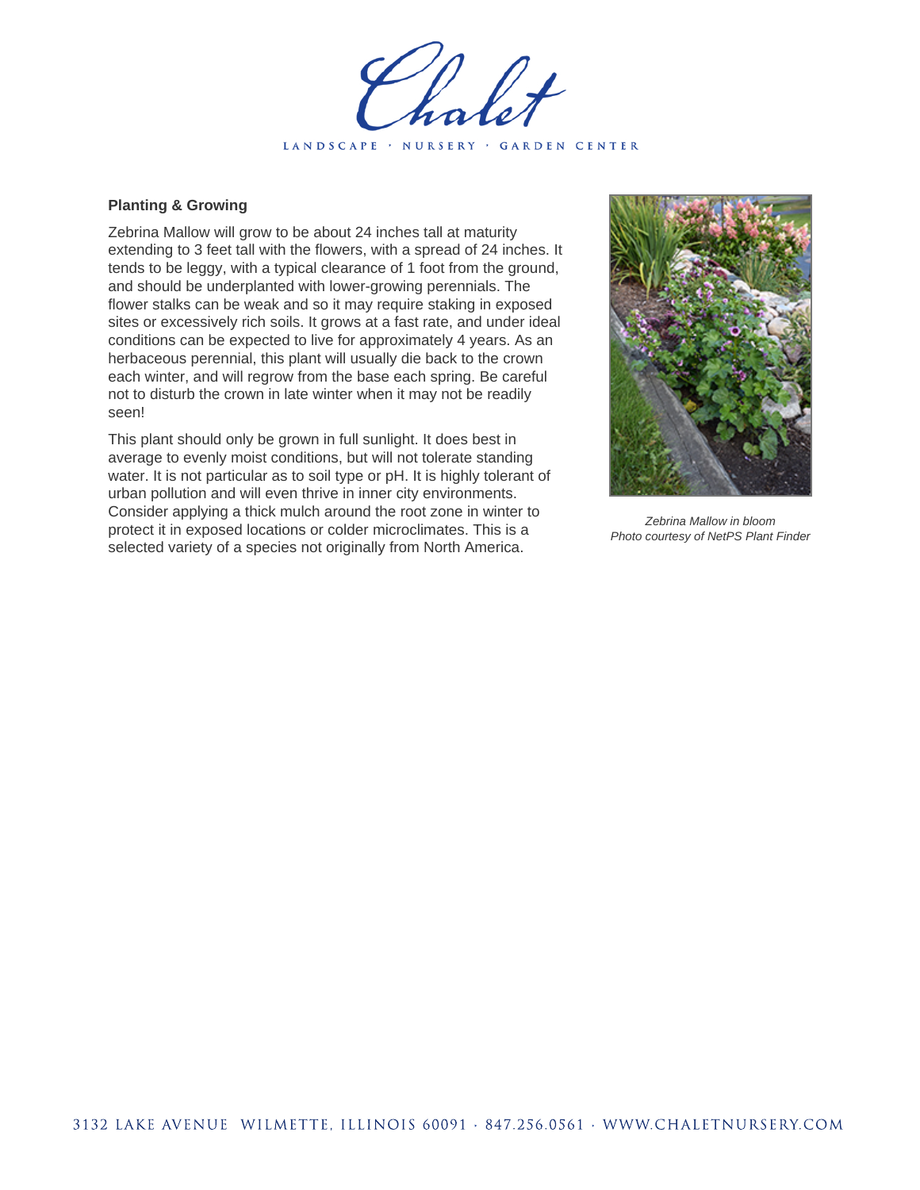## Planting & Growing

Zebrina Mallow will grow to be about 24 inches tall at maturity extending to 3 feet tall with the flowers, with a spread of 24 inches. It tends to be leggy, with a typical clearance of 1 foot from the ground, and should be underplanted with lower-growing perennials. The flower stalks can be weak and so it may require staking in exposed sites or excessively rich soils. It grows at a fast rate, and under ideal conditions can be expected to live for approximately 4 years. As an herbaceous perennial, this plant will usually die back to the crown each winter, and will regrow from the base each spring. Be careful not to disturb the crown in late winter when it may not be readily seen!

This plant should only be grown in full sunlight. It does best in average to evenly moist conditions, but will not tolerate standing water. It is not particular as to soil type or pH. It is highly tolerant of urban pollution and will even thrive in inner city environments. Consider applying a thick mulch around the root zone in winter to protect it in exposed locations or colder microclimates. This is a selected variety of a species not originally from North America.

*Zebrina Mallow in bloom*
*Photo courtesy of NetPS Plant Finder*